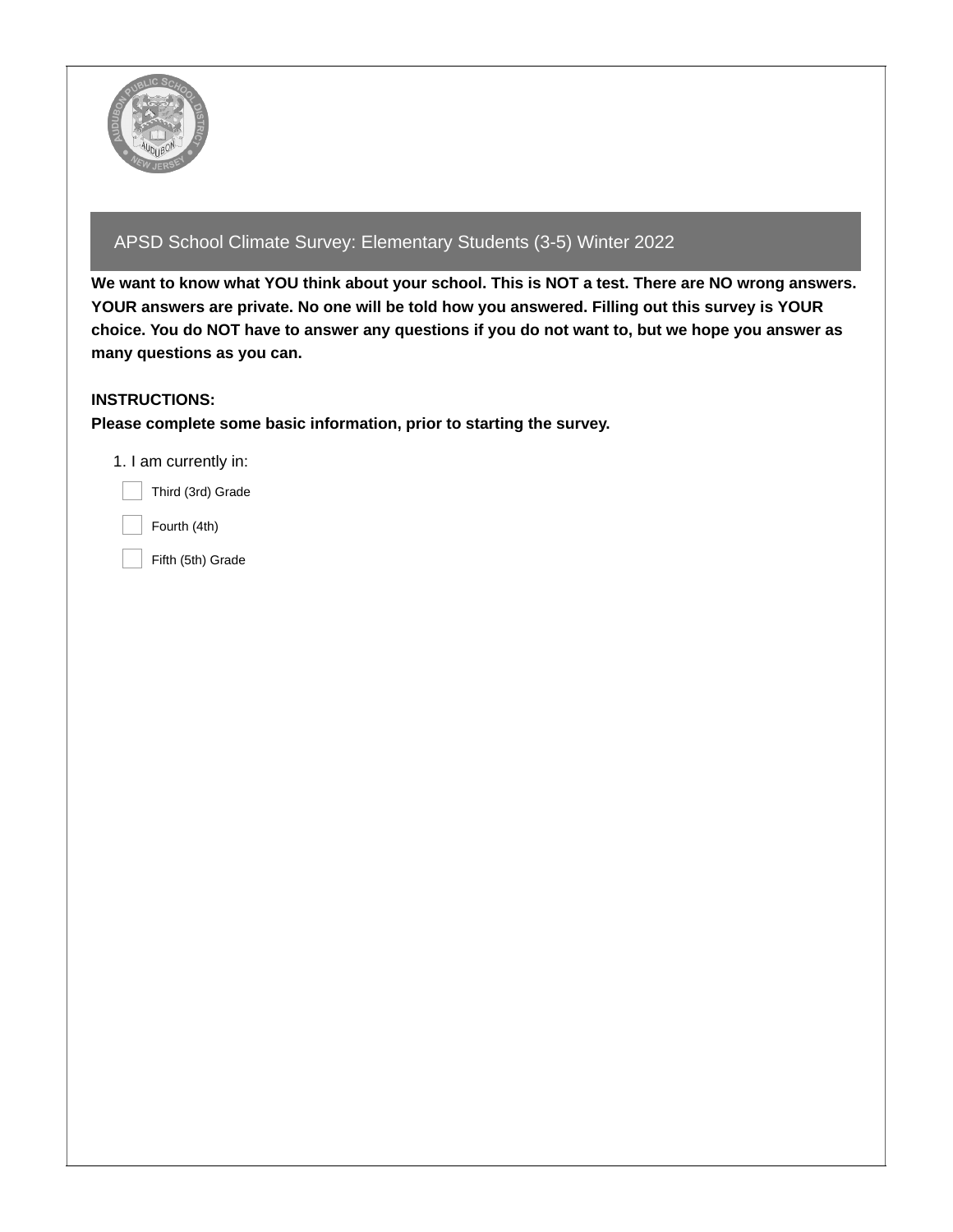# APSD School Climate Survey: Elementary Students (3-5) Winter 2022

**We want to know what YOU think about your school. This is NOT a test. There are NO wrong answers. YOUR answers are private. No one will be told how you answered. Filling out this survey is YOUR choice. You do NOT have to answer any questions if you do not want to, but we hope you answer as many questions as you can.**

**INSTRUCTIONS:**

**Please complete some basic information, prior to starting the survey.**

1. I am currently in:

- [ ] Third (3rd) Grade
- [ ] Fourth (4th)
- [ ] Fifth (5th) Grade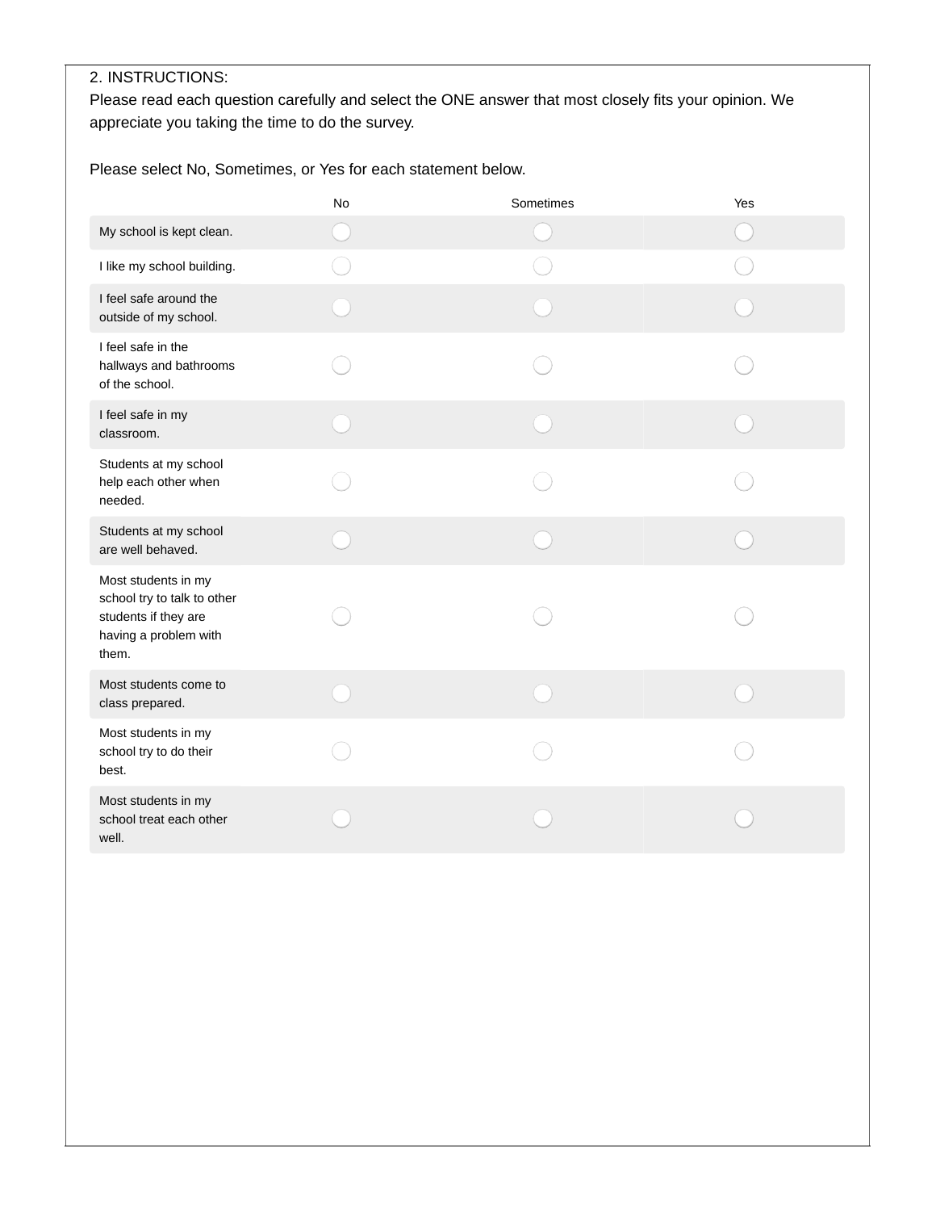2. INSTRUCTIONS:
Please read each question carefully and select the ONE answer that most closely fits your opinion. We appreciate you taking the time to do the survey.

Please select No, Sometimes, or Yes for each statement below.

| | No | Sometimes | Yes |
|---|---|---|---|
| My school is kept clean. | ◯ | ◯ | ◯ |
| I like my school building. | ◯ | ◯ | ◯ |
| I feel safe around the outside of my school. | ◯ | ◯ | ◯ |
| I feel safe in the hallways and bathrooms of the school. | ◯ | ◯ | ◯ |
| I feel safe in my classroom. | ◯ | ◯ | ◯ |
| Students at my school help each other when needed. | ◯ | ◯ | ◯ |
| Students at my school are well behaved. | ◯ | ◯ | ◯ |
| Most students in my school try to talk to other students if they are having a problem with them. | ◯ | ◯ | ◯ |
| Most students come to class prepared. | ◯ | ◯ | ◯ |
| Most students in my school try to do their best. | ◯ | ◯ | ◯ |
| Most students in my school treat each other well. | ◯ | ◯ | ◯ |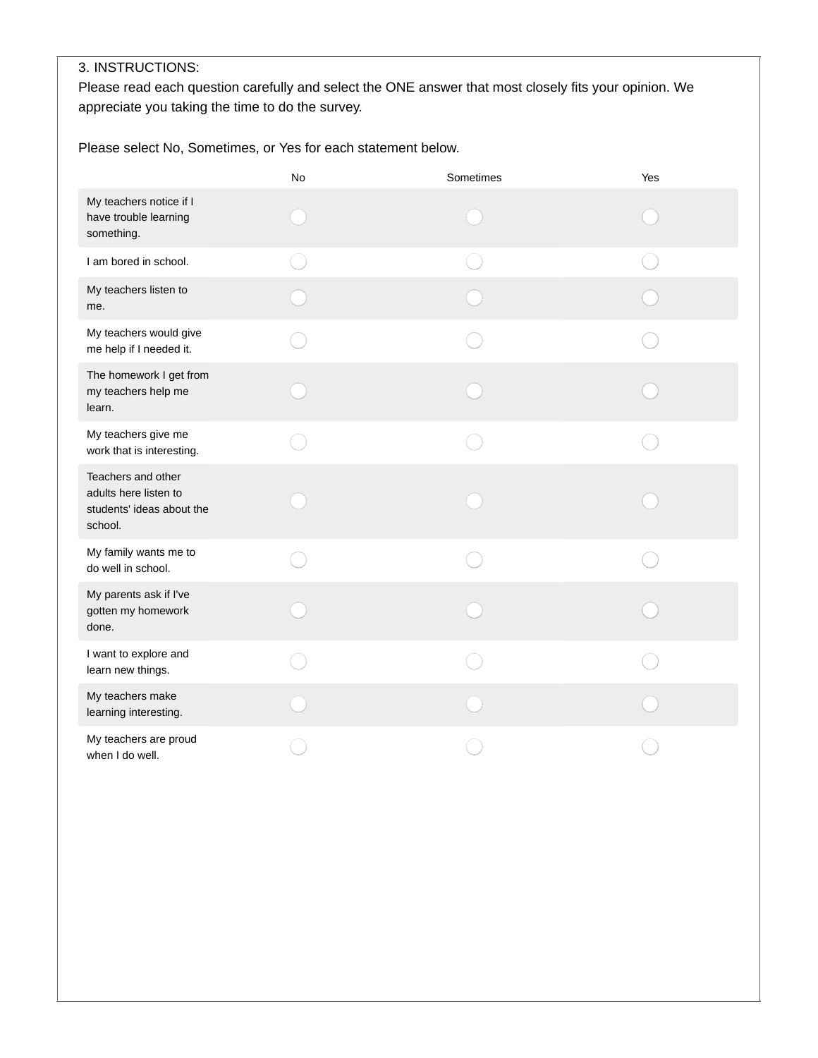3. INSTRUCTIONS:

Please read each question carefully and select the ONE answer that most closely fits your opinion. We appreciate you taking the time to do the survey.

Please select No, Sometimes, or Yes for each statement below.

| | No | Sometimes | Yes |
|---|---|---|---|
| My teachers notice if I have trouble learning something. | ○ | ○ | ○ |
| I am bored in school. | ○ | ○ | ○ |
| My teachers listen to me. | ○ | ○ | ○ |
| My teachers would give me help if I needed it. | ○ | ○ | ○ |
| The homework I get from my teachers help me learn. | ○ | ○ | ○ |
| My teachers give me work that is interesting. | ○ | ○ | ○ |
| Teachers and other adults here listen to students' ideas about the school. | ○ | ○ | ○ |
| My family wants me to do well in school. | ○ | ○ | ○ |
| My parents ask if I've gotten my homework done. | ○ | ○ | ○ |
| I want to explore and learn new things. | ○ | ○ | ○ |
| My teachers make learning interesting. | ○ | ○ | ○ |
| My teachers are proud when I do well. | ○ | ○ | ○ |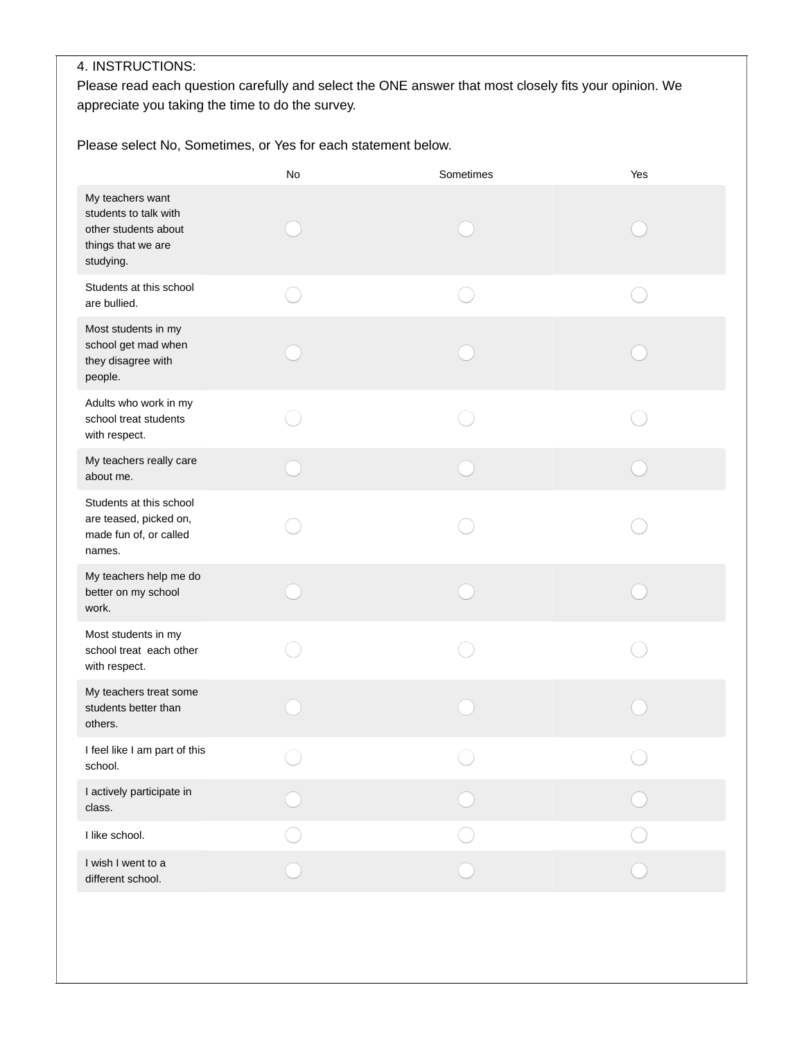4. INSTRUCTIONS:

Please read each question carefully and select the ONE answer that most closely fits your opinion. We appreciate you taking the time to do the survey.

Please select No, Sometimes, or Yes for each statement below.

| | No | Sometimes | Yes |
|---|---|---|---|
| My teachers want students to talk with other students about things that we are studying. | ◯ | ◯ | ◯ |
| Students at this school are bullied. | ◯ | ◯ | ◯ |
| Most students in my school get mad when they disagree with people. | ◯ | ◯ | ◯ |
| Adults who work in my school treat students with respect. | ◯ | ◯ | ◯ |
| My teachers really care about me. | ◯ | ◯ | ◯ |
| Students at this school are teased, picked on, made fun of, or called names. | ◯ | ◯ | ◯ |
| My teachers help me do better on my school work. | ◯ | ◯ | ◯ |
| Most students in my school treat each other with respect. | ◯ | ◯ | ◯ |
| My teachers treat some students better than others. | ◯ | ◯ | ◯ |
| I feel like I am part of this school. | ◯ | ◯ | ◯ |
| I actively participate in class. | ◯ | ◯ | ◯ |
| I like school. | ◯ | ◯ | ◯ |
| I wish I went to a different school. | ◯ | ◯ | ◯ |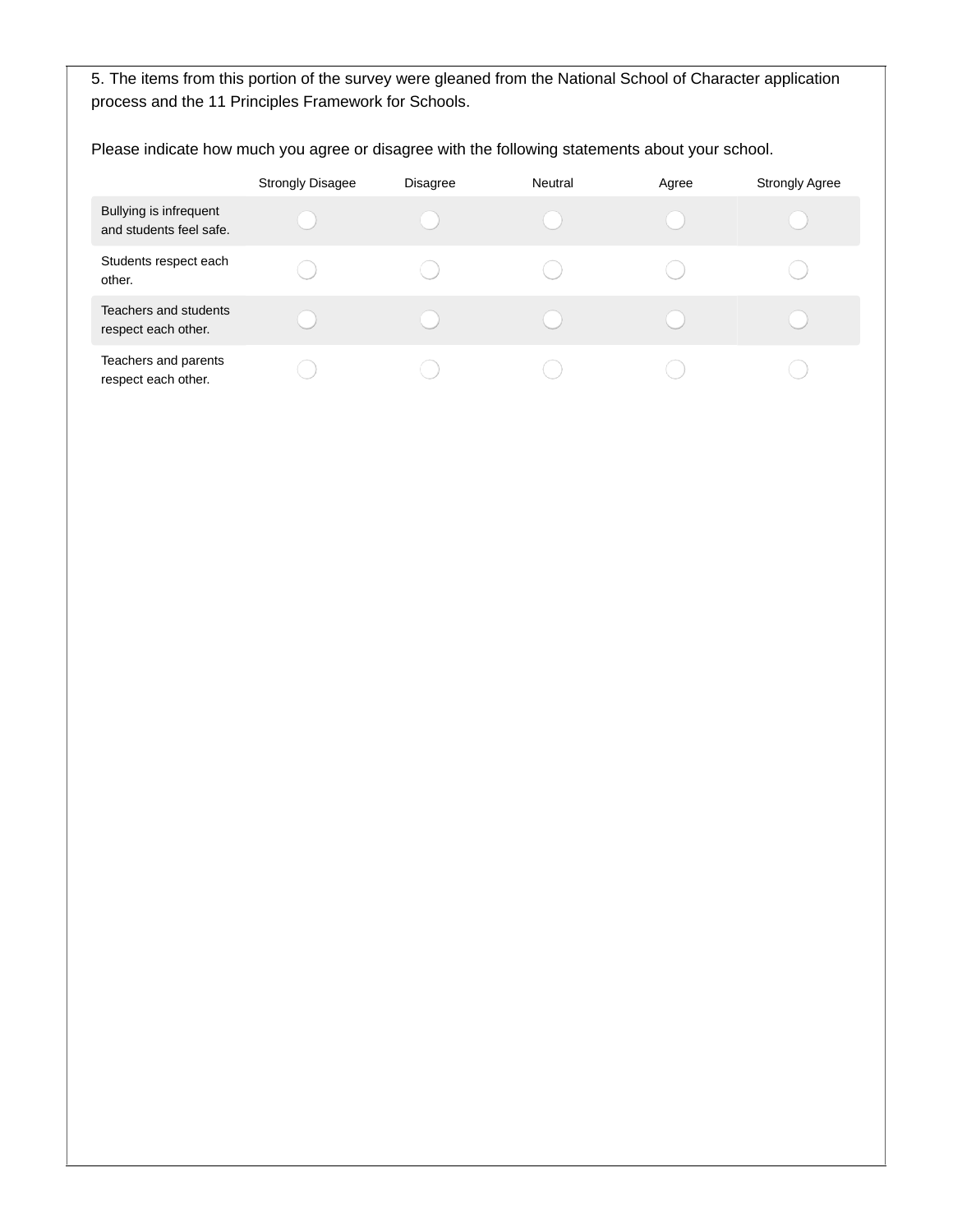5. The items from this portion of the survey were gleaned from the National School of Character application process and the 11 Principles Framework for Schools.

Please indicate how much you agree or disagree with the following statements about your school.

| | Strongly Disagee | Disagree | Neutral | Agree | Strongly Agree |
|---|---|---|---|---|---|
| Bullying is infrequent and students feel safe. | ◯ | ◯ | ◯ | ◯ | ◯ |
| Students respect each other. | ◯ | ◯ | ◯ | ◯ | ◯ |
| Teachers and students respect each other. | ◯ | ◯ | ◯ | ◯ | ◯ |
| Teachers and parents respect each other. | ◯ | ◯ | ◯ | ◯ | ◯ |